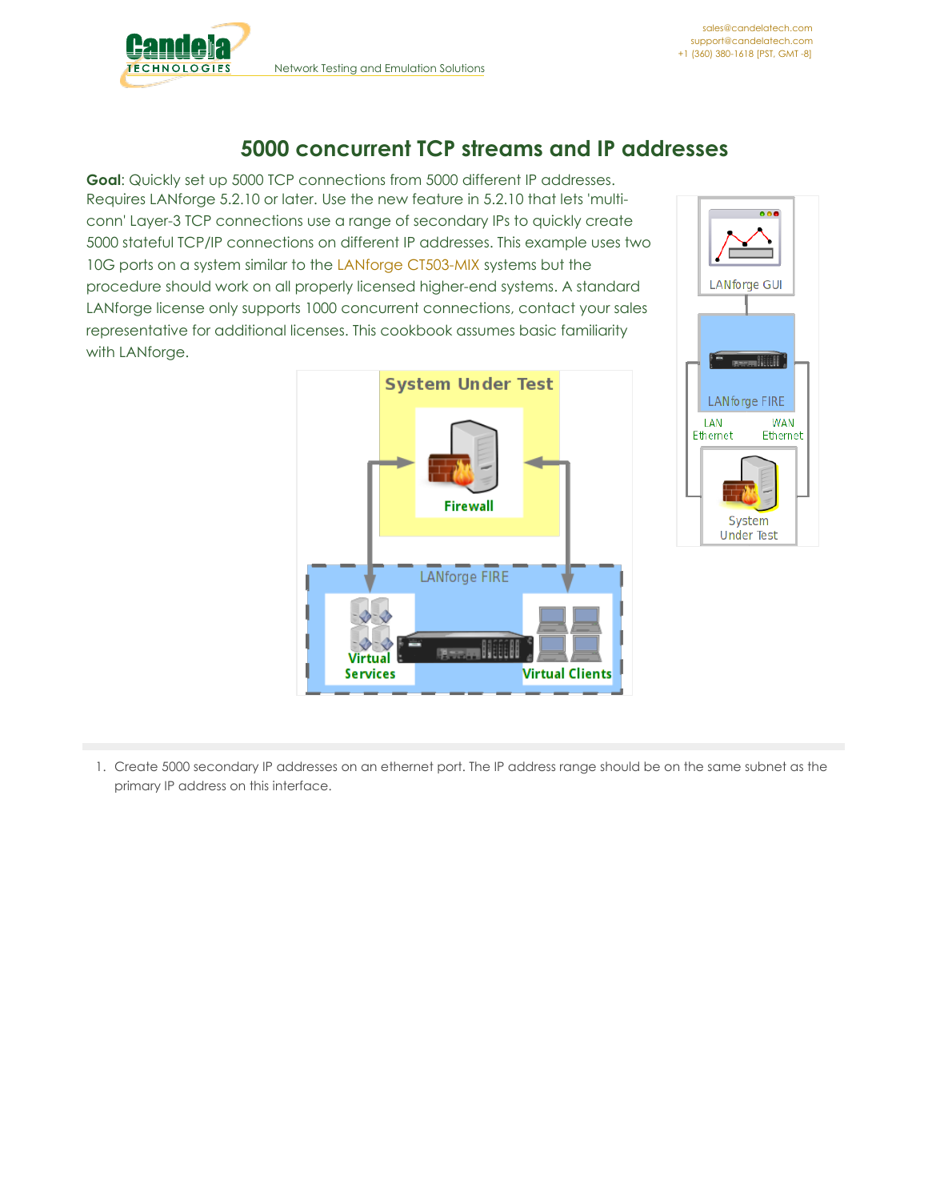# 5000 concurrent TCP streams and IP addresses

**Goal**: Quickly set up 5000 TCP connections from 5000 different IP addresses. Requires LANforge 5.2.10 or later. Use the new feature in 5.2.10 that lets 'multi-conn' Layer-3 TCP connections use a range of secondary IPs to quickly create 5000 stateful TCP/IP connections on different IP addresses. This example uses two 10G ports on a system similar to the LANforge CT503-MIX systems but the procedure should work on all properly licensed higher-end systems. A standard LANforge license only supports 1000 concurrent connections, contact your sales representative for additional licenses. This cookbook assumes basic familiarity with LANforge.

1. Create 5000 secondary IP addresses on an ethernet port. The IP address range should be on the same subnet as the primary IP address on this interface.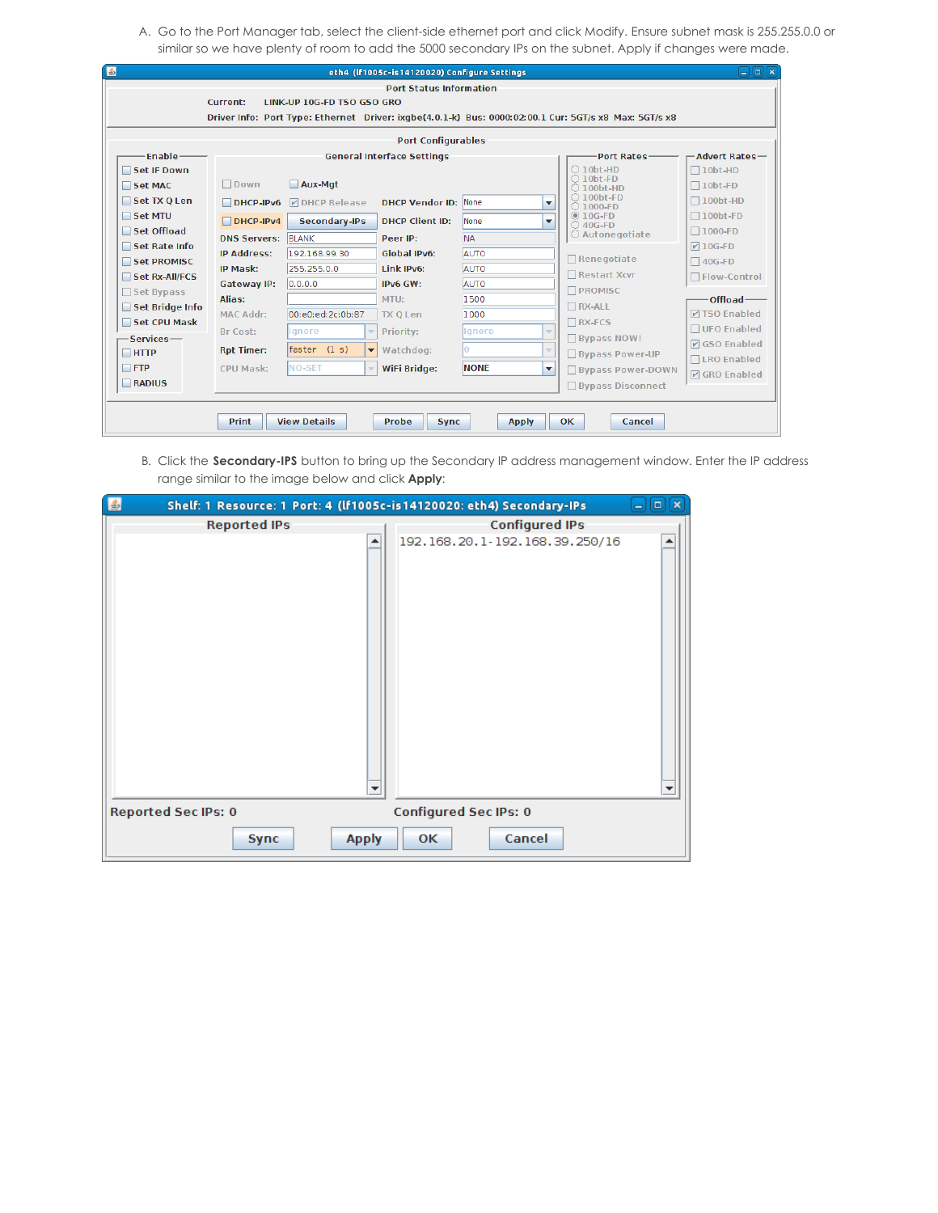A. Go to the Port Manager tab, select the client-side ethernet port and click Modify. Ensure subnet mask is 255.255.0.0 or similar so we have plenty of room to add the 5000 secondary IPs on the subnet. Apply if changes were made.

B. Click the **Secondary-IPS** button to bring up the Secondary IP address management window. Enter the IP address range similar to the image below and click **Apply**: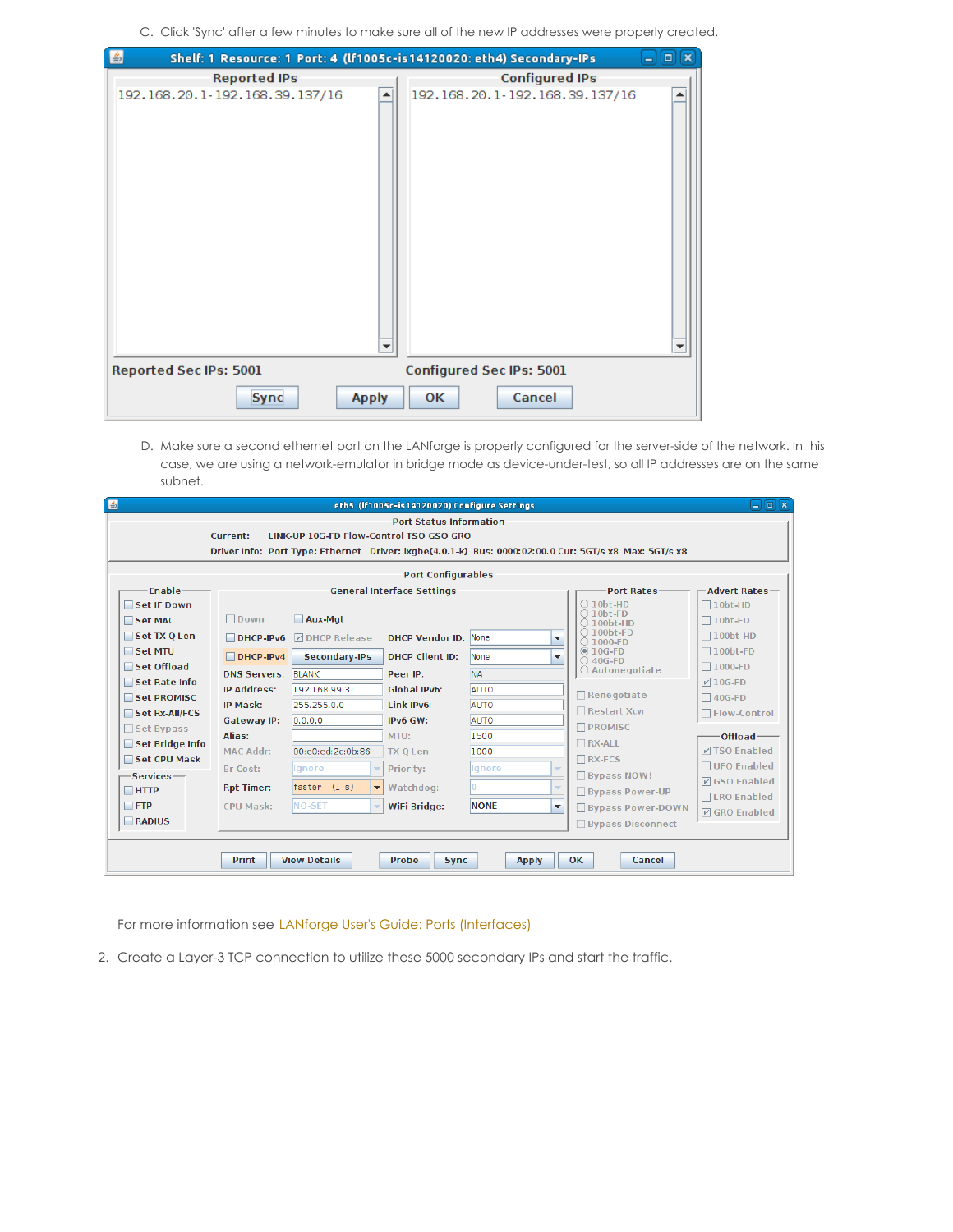C. Click 'Sync' after a few minutes to make sure all of the new IP addresses were properly created.

D. Make sure a second ethernet port on the LANforge is properly configured for the server-side of the network. In this case, we are using a network-emulator in bridge mode as device-under-test, so all IP addresses are on the same subnet.

For more information see LANforge User's Guide: Ports (Interfaces)

2. Create a Layer-3 TCP connection to utilize these 5000 secondary IPs and start the traffic.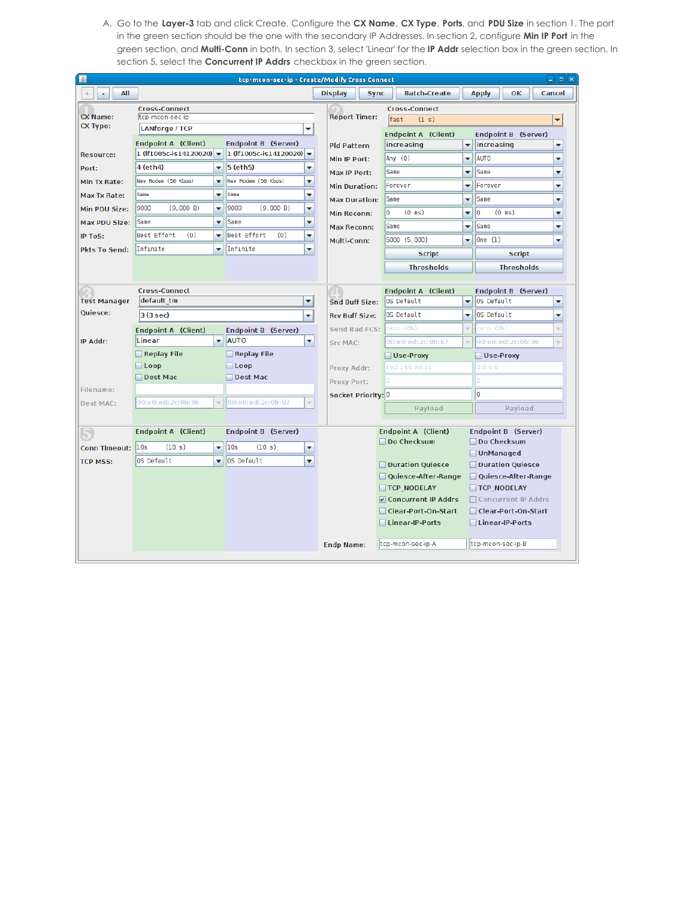A. Go to the **Layer-3** tab and click Create. Configure the **CX Name**, **CX Type**, **Ports**, and **PDU Size** in section 1. The port in the green section should be the one with the secondary IP Addresses. In section 2, configure **Min IP Port** in the green section, and **Multi-Conn** in both. In section 3, select 'Linear' for the **IP Addr** selection box in the green section. In section 5, select the **Concurrent IP Addrs** checkbox in the green section.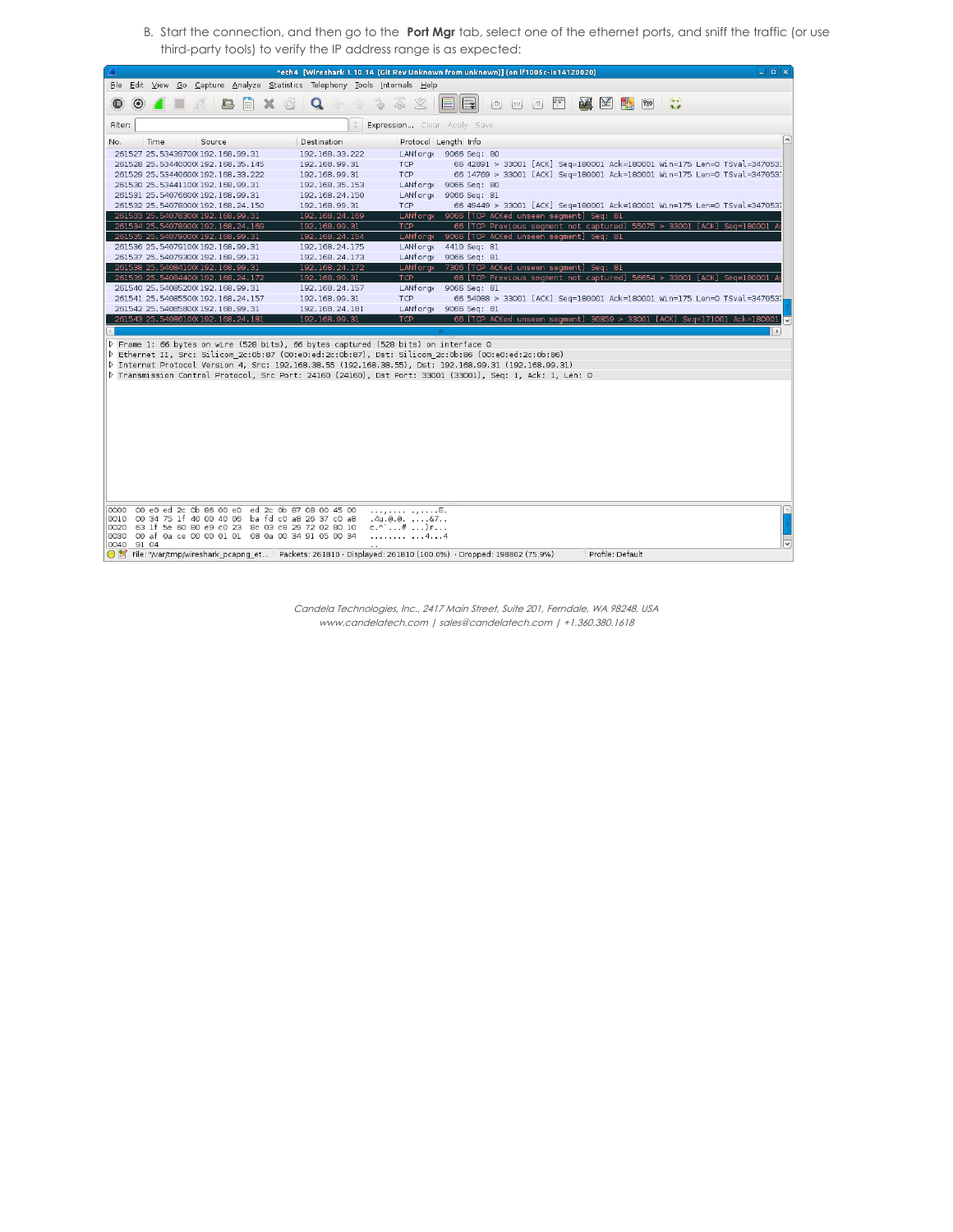B. Start the connection, and then go to the **Port Mgr** tab, select one of the ethernet ports, and sniff the traffic (or use third-party tools) to verify the IP address range is as expected:

*eth4 [Wireshark 1.10.14 (Git Rev Unknown from unknown)] (on lf1005c-is14120020)

File Edit View Go Capture Analyze Statistics Telephony Tools Internals Help

Filter: Expression... Clear Apply Save

| No. | Time | Source | Destination | Protocol | Length | Info |
|---|---|---|---|---|---|---|
| 261527 | 25.53439700 | 192.168.99.31 | 192.168.33.222 | LANforge | 9066 | Seq: 80 |
| 261528 | 25.53440000 | 192.168.35.145 | 192.168.99.31 | TCP | 66 | 42891 > 33001 [ACK] Seq=180001 Ack=180001 Win=175 Len=0 TSval=347053 |
| 261529 | 25.53440600 | 192.168.33.222 | 192.168.99.31 | TCP | 66 | 14769 > 33001 [ACK] Seq=180001 Ack=180001 Win=175 Len=0 TSval=347053 |
| 261530 | 25.53441100 | 192.168.99.31 | 192.168.35.153 | LANforge | 9066 | Seq: 80 |
| 261531 | 25.54076600 | 192.168.99.31 | 192.168.24.150 | LANforge | 9066 | Seq: 81 |
| 261532 | 25.54078000 | 192.168.24.150 | 192.168.99.31 | TCP | 66 | 49449 > 33001 [ACK] Seq=180001 Ack=180001 Win=175 Len=0 TSval=347053 |
| 261533 | 25.54078300 | 192.168.99.31 | 192.168.24.169 | LANforge | 9066 | [TCP ACKed unseen segment] Seq: 81 |
| 261534 | 25.54078900 | 192.168.24.169 | 192.168.99.31 | TCP | 66 | [TCP Previous segment not captured] 55075 > 33001 [ACK] Seq=180001 A |
| 261535 | 25.54079000 | 192.168.99.31 | 192.168.24.154 | LANforge | 9066 | [TCP ACKed unseen segment] Seq: 81 |
| 261536 | 25.54079100 | 192.168.99.31 | 192.168.24.175 | LANforge | 4410 | Seq: 81 |
| 261537 | 25.54079300 | 192.168.99.31 | 192.168.24.173 | LANforge | 9066 | Seq: 81 |
| 261538 | 25.54084100 | 192.168.99.31 | 192.168.24.172 | LANforge | 7306 | [TCP ACKed unseen segment] Seq: 81 |
| 261539 | 25.54084400 | 192.168.24.172 | 192.168.99.31 | TCP | 66 | [TCP Previous segment not captured] 56654 > 33001 [ACK] Seq=180001 A |
| 261540 | 25.54085200 | 192.168.99.31 | 192.168.24.157 | LANforge | 9066 | Seq: 81 |
| 261541 | 25.54085500 | 192.168.24.157 | 192.168.99.31 | TCP | 66 | 54088 > 33001 [ACK] Seq=180001 Ack=180001 Win=175 Len=0 TSval=347053 |
| 261542 | 25.54085800 | 192.168.99.31 | 192.168.24.181 | LANforge | 9066 | Seq: 81 |
| 261543 | 25.54086100 | 192.168.24.181 | 192.168.99.31 | TCP | 66 | [TCP ACKed unseen segment] 30859 > 33001 [ACK] Seq=171001 Ack=180001 |

```
▷ Frame 1: 66 bytes on wire (528 bits), 66 bytes captured (528 bits) on interface 0
▷ Ethernet II, Src: Silicom_2c:0b:87 (00:e0:ed:2c:0b:87), Dst: Silicom_2c:0b:86 (00:e0:ed:2c:0b:86)
▷ Internet Protocol Version 4, Src: 192.168.38.55 (192.168.38.55), Dst: 192.168.99.31 (192.168.99.31)
▷ Transmission Control Protocol, Src Port: 24160 (24160), Dst Port: 33001 (33001), Seq: 1, Ack: 1, Len: 0
```

```
0000  00 e0 ed 2c 0b 86 00 e0  ed 2c 0b 87 08 00 45 00   ...,.... .,....E.
0010  00 34 75 1f 40 00 40 06  ba fd c0 a8 26 37 c0 a8   .4u.@.@. ....&7..
0020  63 1f 5e 60 80 e9 c0 23  8c 03 c8 29 72 02 80 10   c.^`...# ...)r...
0030  00 af 0a ce 00 00 01 01  08 0a 00 34 91 05 00 34   ........ ...4...4
0040  91 04                                              ..
```

File: "/var/tmp/wireshark_pcapng_et... Packets: 261810 · Displayed: 261810 (100.0%) · Dropped: 198802 (75.9%) Profile: Default

*Candela Technologies, Inc., 2417 Main Street, Suite 201, Ferndale, WA 98248, USA*
*www.candelatech.com | sales@candelatech.com | +1.360.380.1618*